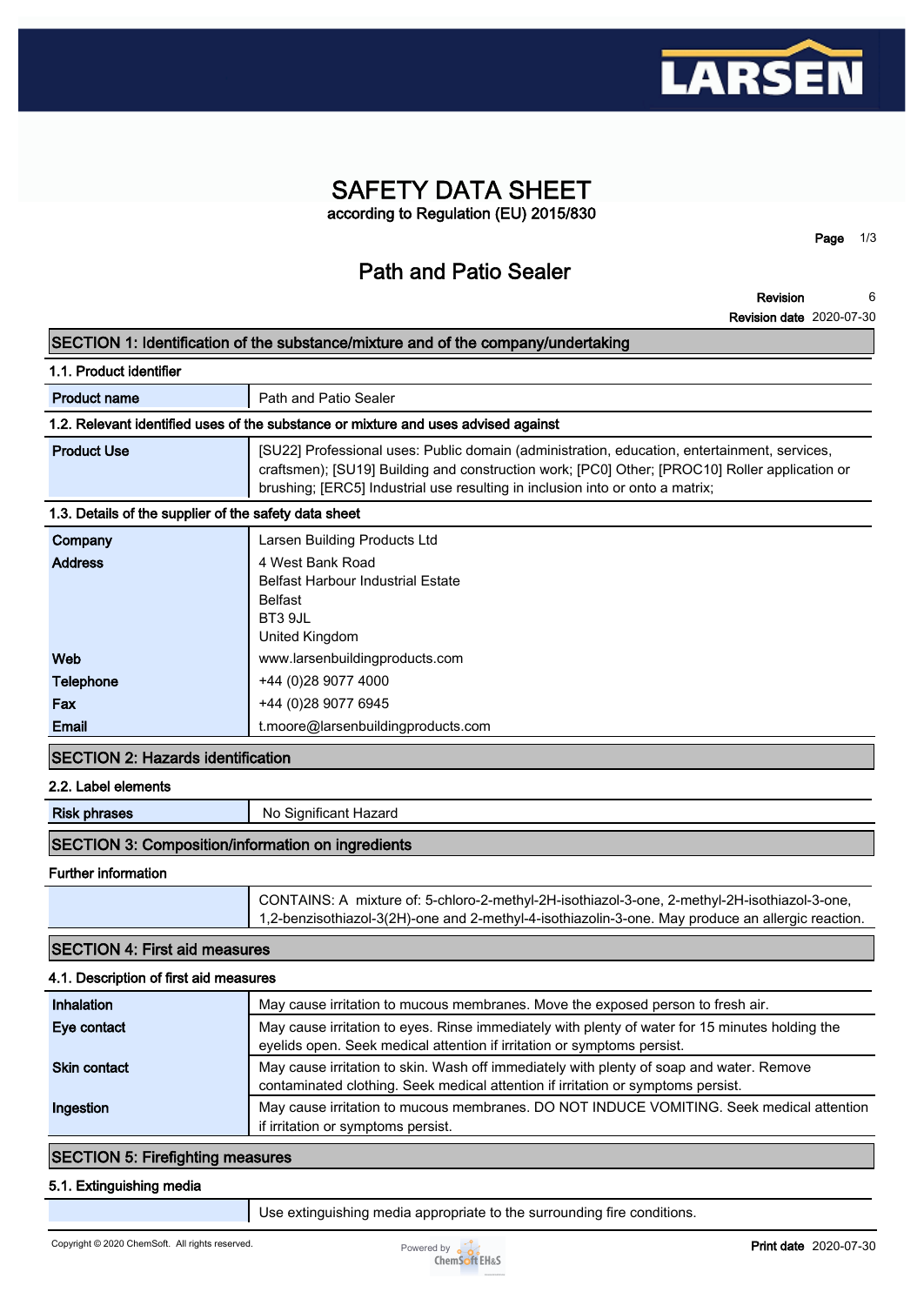# SAFETY DATA SHEET

according to Regulation (EU) 2015/830

# Path and Patio Sealer

**Revision** 6

**Revision date** 2020-07-30

## SECTION 1: Identification of the substance/mixture and of the company/undertaking

### 1.1. Product identifier

| | |
|---|---|
| **Product name** | Path and Patio Sealer |

### 1.2. Relevant identified uses of the substance or mixture and uses advised against

| | |
|---|---|
| **Product Use** | [SU22] Professional uses: Public domain (administration, education, entertainment, services, craftsmen); [SU19] Building and construction work; [PC0] Other; [PROC10] Roller application or brushing; [ERC5] Industrial use resulting in inclusion into or onto a matrix; |

### 1.3. Details of the supplier of the safety data sheet

| | |
|---|---|
| **Company** | Larsen Building Products Ltd |
| **Address** | 4 West Bank Road<br>Belfast Harbour Industrial Estate<br>Belfast<br>BT3 9JL<br>United Kingdom |
| **Web** | www.larsenbuildingproducts.com |
| **Telephone** | +44 (0)28 9077 4000 |
| **Fax** | +44 (0)28 9077 6945 |
| **Email** | t.moore@larsenbuildingproducts.com |

## SECTION 2: Hazards identification

### 2.2. Label elements

| | |
|---|---|
| **Risk phrases** | No Significant Hazard |

## SECTION 3: Composition/information on ingredients

### Further information

| | |
|---|---|
| | CONTAINS: A mixture of: 5-chloro-2-methyl-2H-isothiazol-3-one, 2-methyl-2H-isothiazol-3-one, 1,2-benzisothiazol-3(2H)-one and 2-methyl-4-isothiazolin-3-one. May produce an allergic reaction. |

## SECTION 4: First aid measures

### 4.1. Description of first aid measures

| | |
|---|---|
| **Inhalation** | May cause irritation to mucous membranes. Move the exposed person to fresh air. |
| **Eye contact** | May cause irritation to eyes. Rinse immediately with plenty of water for 15 minutes holding the eyelids open. Seek medical attention if irritation or symptoms persist. |
| **Skin contact** | May cause irritation to skin. Wash off immediately with plenty of soap and water. Remove contaminated clothing. Seek medical attention if irritation or symptoms persist. |
| **Ingestion** | May cause irritation to mucous membranes. DO NOT INDUCE VOMITING. Seek medical attention if irritation or symptoms persist. |

## SECTION 5: Firefighting measures

### 5.1. Extinguishing media

| | |
|---|---|
| | Use extinguishing media appropriate to the surrounding fire conditions. |

Copyright © 2020 ChemSoft. All rights reserved.

**Print date** 2020-07-30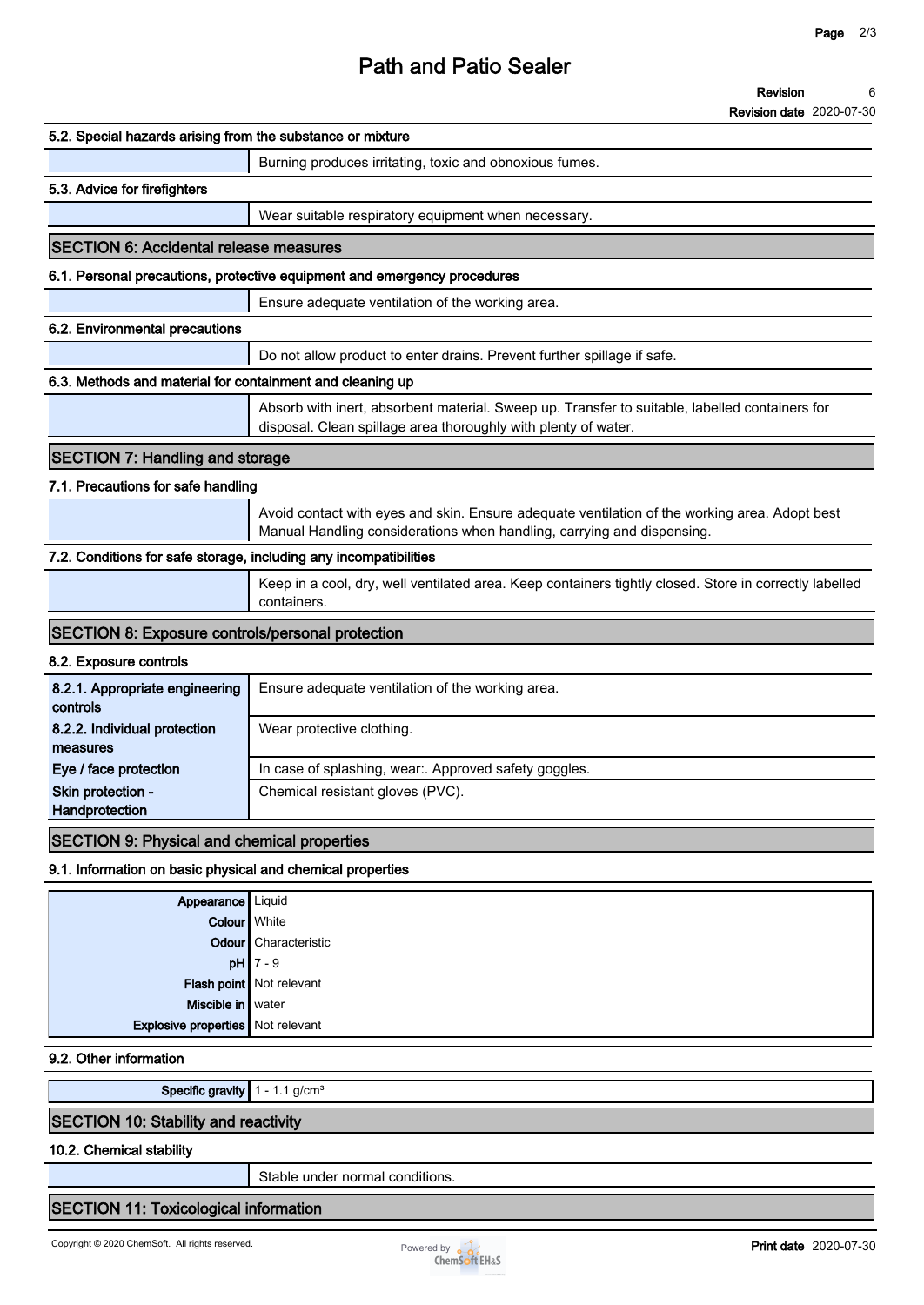#### 5.2. Special hazards arising from the substance or mixture

Burning produces irritating, toxic and obnoxious fumes.

#### 5.3. Advice for firefighters

Wear suitable respiratory equipment when necessary.

## SECTION 6: Accidental release measures

#### 6.1. Personal precautions, protective equipment and emergency procedures

Ensure adequate ventilation of the working area.

#### 6.2. Environmental precautions

Do not allow product to enter drains. Prevent further spillage if safe.

#### 6.3. Methods and material for containment and cleaning up

Absorb with inert, absorbent material. Sweep up. Transfer to suitable, labelled containers for disposal. Clean spillage area thoroughly with plenty of water.

## SECTION 7: Handling and storage

#### 7.1. Precautions for safe handling

Avoid contact with eyes and skin. Ensure adequate ventilation of the working area. Adopt best Manual Handling considerations when handling, carrying and dispensing.

#### 7.2. Conditions for safe storage, including any incompatibilities

Keep in a cool, dry, well ventilated area. Keep containers tightly closed. Store in correctly labelled containers.

## SECTION 8: Exposure controls/personal protection

#### 8.2. Exposure controls

| | |
|---|---|
| **8.2.1. Appropriate engineering controls** | Ensure adequate ventilation of the working area. |
| **8.2.2. Individual protection measures** | Wear protective clothing. |
| **Eye / face protection** | In case of splashing, wear:. Approved safety goggles. |
| **Skin protection - Handprotection** | Chemical resistant gloves (PVC). |

## SECTION 9: Physical and chemical properties

#### 9.1. Information on basic physical and chemical properties

| | |
|---|---|
| **Appearance** | Liquid |
| **Colour** | White |
| **Odour** | Characteristic |
| **pH** | 7 - 9 |
| **Flash point** | Not relevant |
| **Miscible in** | water |
| **Explosive properties** | Not relevant |

#### 9.2. Other information

| | |
|---|---|
| **Specific gravity** | 1 - 1.1 g/cm³ |

## SECTION 10: Stability and reactivity

#### 10.2. Chemical stability

Stable under normal conditions.

## SECTION 11: Toxicological information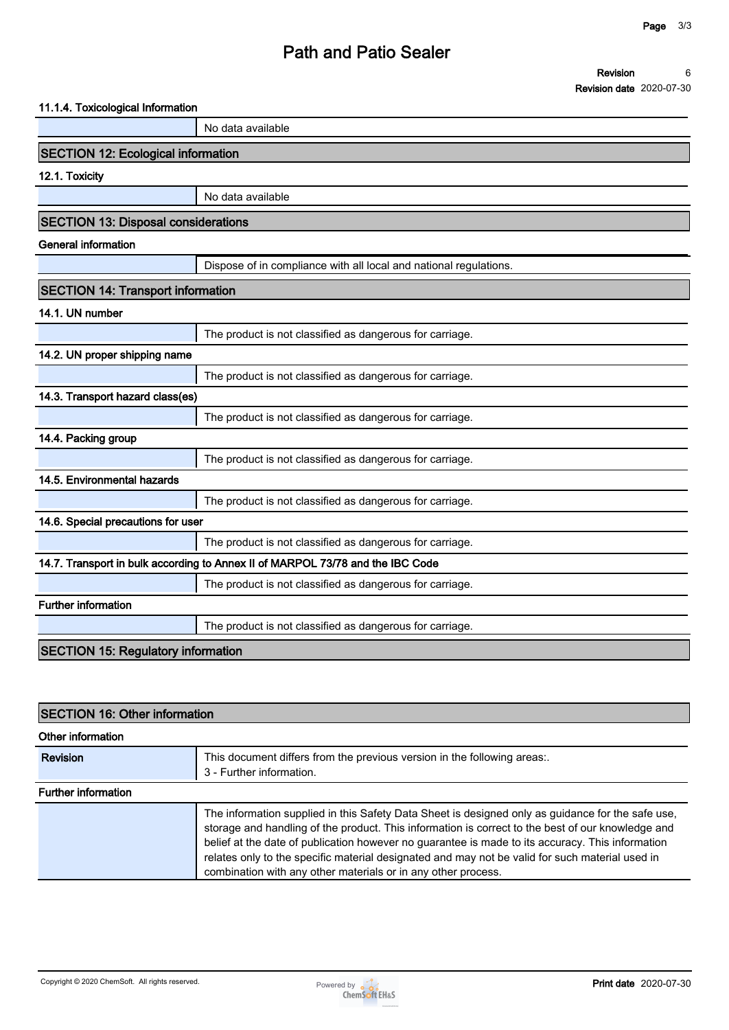#### 11.1.4. Toxicological Information

| | |
|---|---|
| | No data available |

## SECTION 12: Ecological information

#### 12.1. Toxicity

| | |
|---|---|
| | No data available |

## SECTION 13: Disposal considerations

#### General information

| | |
|---|---|
| | Dispose of in compliance with all local and national regulations. |

## SECTION 14: Transport information

#### 14.1. UN number

| | |
|---|---|
| | The product is not classified as dangerous for carriage. |

#### 14.2. UN proper shipping name

| | |
|---|---|
| | The product is not classified as dangerous for carriage. |

#### 14.3. Transport hazard class(es)

| | |
|---|---|
| | The product is not classified as dangerous for carriage. |

#### 14.4. Packing group

| | |
|---|---|
| | The product is not classified as dangerous for carriage. |

#### 14.5. Environmental hazards

| | |
|---|---|
| | The product is not classified as dangerous for carriage. |

#### 14.6. Special precautions for user

| | |
|---|---|
| | The product is not classified as dangerous for carriage. |

#### 14.7. Transport in bulk according to Annex II of MARPOL 73/78 and the IBC Code

| | |
|---|---|
| | The product is not classified as dangerous for carriage. |

#### Further information

| | |
|---|---|
| | The product is not classified as dangerous for carriage. |

## SECTION 15: Regulatory information

## SECTION 16: Other information

#### Other information

| | |
|---|---|
| Revision | This document differs from the previous version in the following areas:.<br>3 - Further information. |

#### Further information

| | |
|---|---|
| | The information supplied in this Safety Data Sheet is designed only as guidance for the safe use, storage and handling of the product. This information is correct to the best of our knowledge and belief at the date of publication however no guarantee is made to its accuracy. This information relates only to the specific material designated and may not be valid for such material used in combination with any other materials or in any other process. |